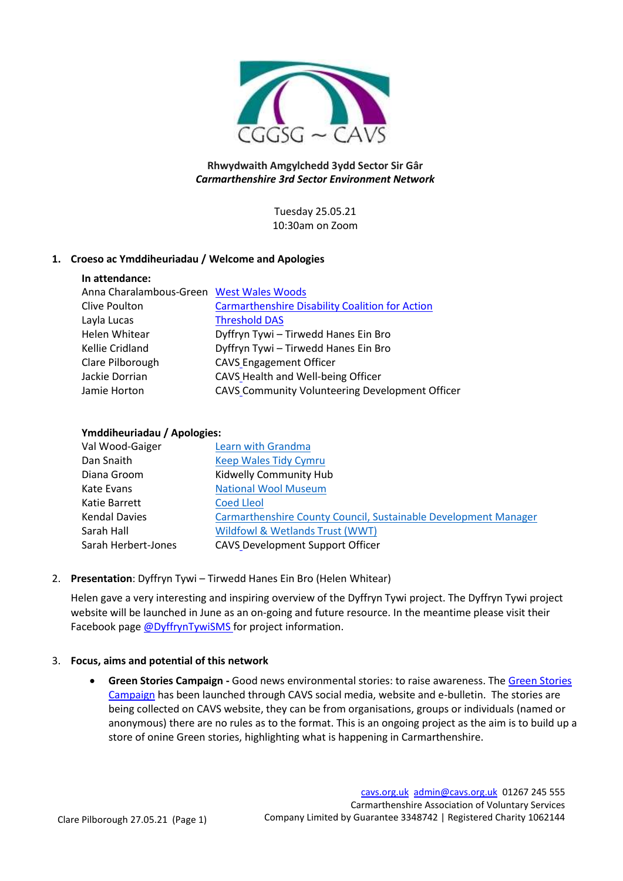CGGSG ~ CAVS

**Rhwydwaith Amgylchedd 3ydd Sector Sir Gâr**
***Carmarthenshire 3rd Sector Environment Network***

Tuesday 25.05.21
10:30am on Zoom

## 1. Croeso ac Ymddiheuriadau / Welcome and Apologies

**In attendance:**

| | |
|---|---|
| Anna Charalambous-Green | West Wales Woods |
| Clive Poulton | Carmarthenshire Disability Coalition for Action |
| Layla Lucas | Threshold DAS |
| Helen Whitear | Dyffryn Tywi – Tirwedd Hanes Ein Bro |
| Kellie Cridland | Dyffryn Tywi – Tirwedd Hanes Ein Bro |
| Clare Pilborough | CAVS Engagement Officer |
| Jackie Dorrian | CAVS Health and Well-being Officer |
| Jamie Horton | CAVS Community Volunteering Development Officer |

**Ymddiheuriadau / Apologies:**

| | |
|---|---|
| Val Wood-Gaiger | Learn with Grandma |
| Dan Snaith | Keep Wales Tidy Cymru |
| Diana Groom | Kidwelly Community Hub |
| Kate Evans | National Wool Museum |
| Katie Barrett | Coed Lleol |
| Kendal Davies | Carmarthenshire County Council, Sustainable Development Manager |
| Sarah Hall | Wildfowl & Wetlands Trust (WWT) |
| Sarah Herbert-Jones | CAVS Development Support Officer |

## 2. **Presentation**: Dyffryn Tywi – Tirwedd Hanes Ein Bro (Helen Whitear)

Helen gave a very interesting and inspiring overview of the Dyffryn Tywi project. The Dyffryn Tywi project website will be launched in June as an on-going and future resource. In the meantime please visit their Facebook page @DyffrynTywiSMS for project information.

## 3. Focus, aims and potential of this network

- **Green Stories Campaign -** Good news environmental stories: to raise awareness. The Green Stories Campaign has been launched through CAVS social media, website and e-bulletin. The stories are being collected on CAVS website, they can be from organisations, groups or individuals (named or anonymous) there are no rules as to the format. This is an ongoing project as the aim is to build up a store of onine Green stories, highlighting what is happening in Carmarthenshire.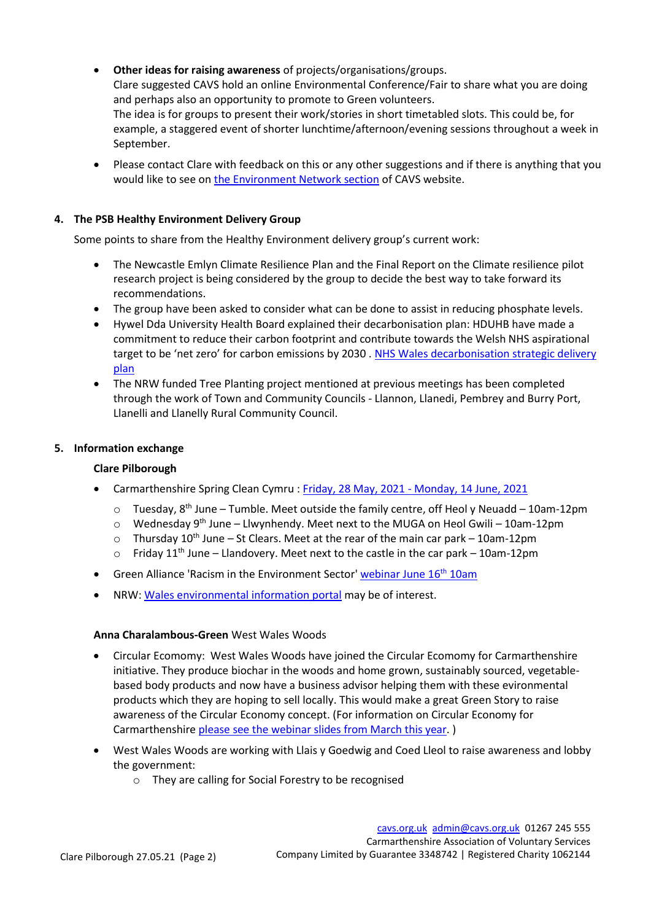- **Other ideas for raising awareness** of projects/organisations/groups.
  Clare suggested CAVS hold an online Environmental Conference/Fair to share what you are doing and perhaps also an opportunity to promote to Green volunteers.
  The idea is for groups to present their work/stories in short timetabled slots. This could be, for example, a staggered event of shorter lunchtime/afternoon/evening sessions throughout a week in September.
- Please contact Clare with feedback on this or any other suggestions and if there is anything that you would like to see on the Environment Network section of CAVS website.

**4. The PSB Healthy Environment Delivery Group**

Some points to share from the Healthy Environment delivery group's current work:

- The Newcastle Emlyn Climate Resilience Plan and the Final Report on the Climate resilience pilot research project is being considered by the group to decide the best way to take forward its recommendations.
- The group have been asked to consider what can be done to assist in reducing phosphate levels.
- Hywel Dda University Health Board explained their decarbonisation plan: HDUHB have made a commitment to reduce their carbon footprint and contribute towards the Welsh NHS aspirational target to be 'net zero' for carbon emissions by 2030 . NHS Wales decarbonisation strategic delivery plan
- The NRW funded Tree Planting project mentioned at previous meetings has been completed through the work of Town and Community Councils - Llannon, Llanedi, Pembrey and Burry Port, Llanelli and Llanelly Rural Community Council.

**5. Information exchange**

**Clare Pilborough**

- Carmarthenshire Spring Clean Cymru : Friday, 28 May, 2021 - Monday, 14 June, 2021
  - Tuesday, 8th June – Tumble. Meet outside the family centre, off Heol y Neuadd – 10am-12pm
  - Wednesday 9th June – Llwynhendy. Meet next to the MUGA on Heol Gwili – 10am-12pm
  - Thursday 10th June – St Clears. Meet at the rear of the main car park – 10am-12pm
  - Friday 11th June – Llandovery. Meet next to the castle in the car park – 10am-12pm
- Green Alliance 'Racism in the Environment Sector' webinar June 16th 10am
- NRW: Wales environmental information portal may be of interest.

**Anna Charalambous-Green** West Wales Woods

- Circular Ecomomy: West Wales Woods have joined the Circular Ecomomy for Carmarthenshire initiative. They produce biochar in the woods and home grown, sustainably sourced, vegetable-based body products and now have a business advisor helping them with these evironmental products which they are hoping to sell locally. This would make a great Green Story to raise awareness of the Circular Economy concept. (For information on Circular Economy for Carmarthenshire please see the webinar slides from March this year. )
- West Wales Woods are working with Llais y Goedwig and Coed Lleol to raise awareness and lobby the government:
  - They are calling for Social Forestry to be recognised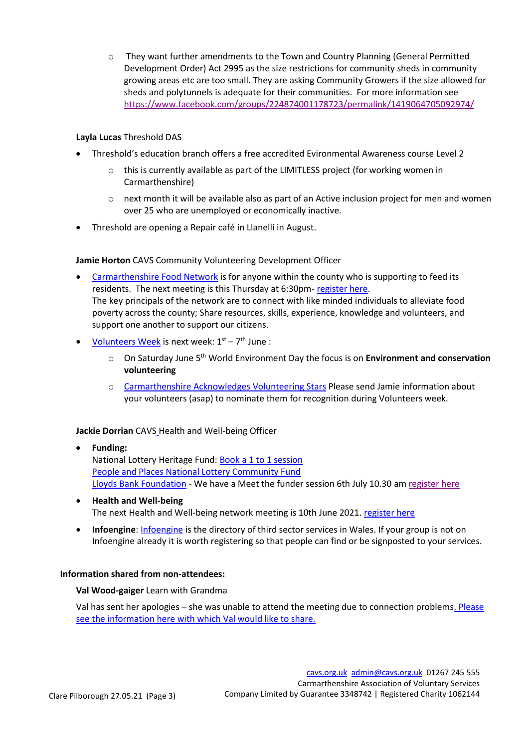- They want further amendments to the Town and Country Planning (General Permitted Development Order) Act 2995 as the size restrictions for community sheds in community growing areas etc are too small. They are asking Community Growers if the size allowed for sheds and polytunnels is adequate for their communities. For more information see https://www.facebook.com/groups/224874001178723/permalink/1419064705092974/

**Layla Lucas** Threshold DAS

- Threshold's education branch offers a free accredited Evironmental Awareness course Level 2
    - this is currently available as part of the LIMITLESS project (for working women in Carmarthenshire)
    - next month it will be available also as part of an Active inclusion project for men and women over 25 who are unemployed or economically inactive.
- Threshold are opening a Repair café in Llanelli in August.

**Jamie Horton** CAVS Community Volunteering Development Officer

- Carmarthenshire Food Network is for anyone within the county who is supporting to feed its residents. The next meeting is this Thursday at 6:30pm- register here.
  The key principals of the network are to connect with like minded individuals to alleviate food poverty across the county; Share resources, skills, experience, knowledge and volunteers, and support one another to support our citizens.
- Volunteers Week is next week: 1st – 7th June :
    - On Saturday June 5th World Environment Day the focus is on **Environment and conservation volunteering**
    - Carmarthenshire Acknowledges Volunteering Stars Please send Jamie information about your volunteers (asap) to nominate them for recognition during Volunteers week.

**Jackie Dorrian** CAVS Health and Well-being Officer

- **Funding:**
  National Lottery Heritage Fund: Book a 1 to 1 session
  People and Places National Lottery Community Fund
  Lloyds Bank Foundation - We have a Meet the funder session 6th July 10.30 am register here
- **Health and Well-being**
  The next Health and Well-being network meeting is 10th June 2021. register here
- **Infoengine**: Infoengine is the directory of third sector services in Wales. If your group is not on Infoengine already it is worth registering so that people can find or be signposted to your services.

**Information shared from non-attendees:**

**Val Wood-gaiger** Learn with Grandma

Val has sent her apologies – she was unable to attend the meeting due to connection problems. Please see the information here with which Val would like to share.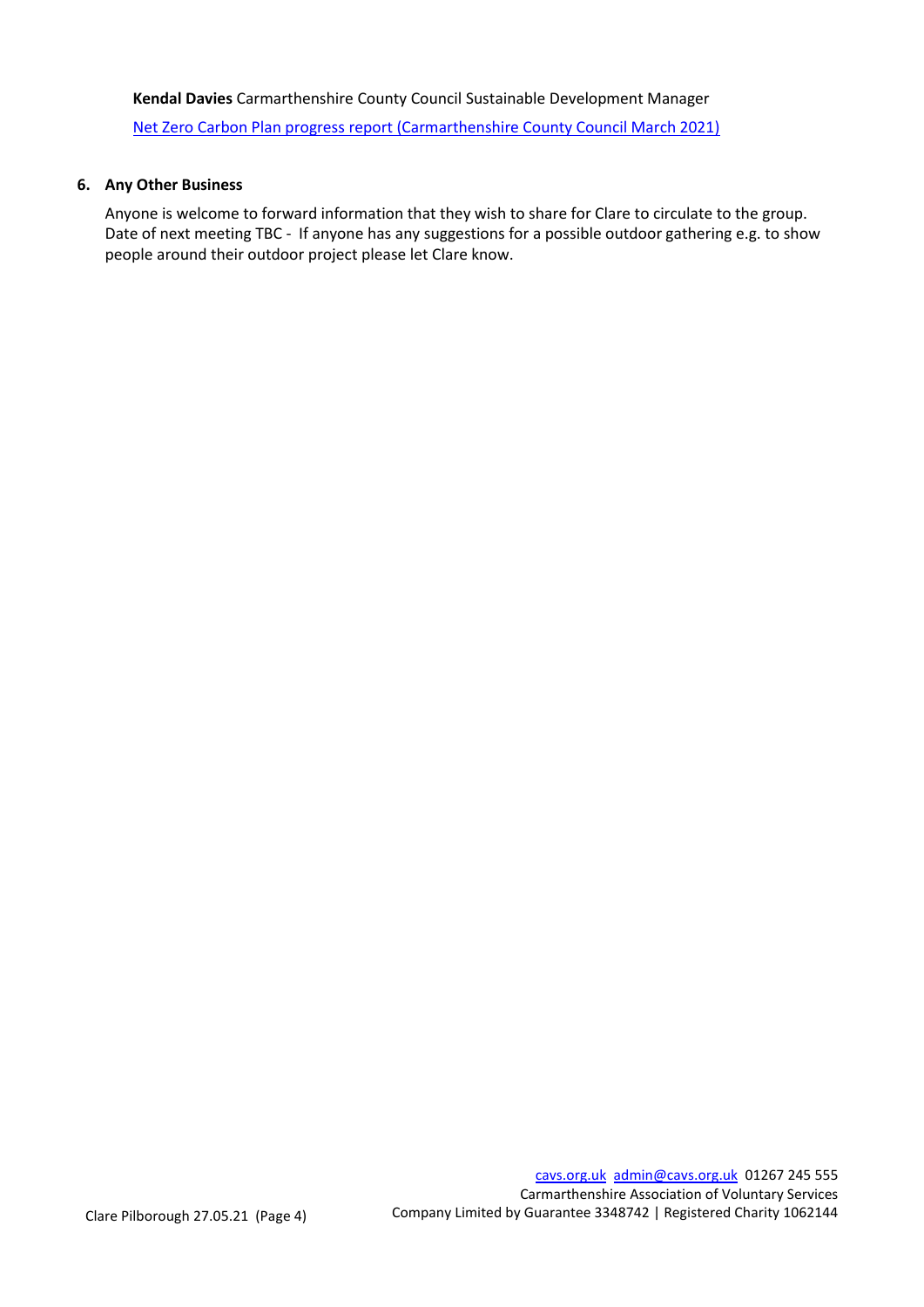**Kendal Davies** Carmarthenshire County Council Sustainable Development Manager

[Net Zero Carbon Plan progress report (Carmarthenshire County Council March 2021)]

## 6. Any Other Business

Anyone is welcome to forward information that they wish to share for Clare to circulate to the group. Date of next meeting TBC - If anyone has any suggestions for a possible outdoor gathering e.g. to show people around their outdoor project please let Clare know.